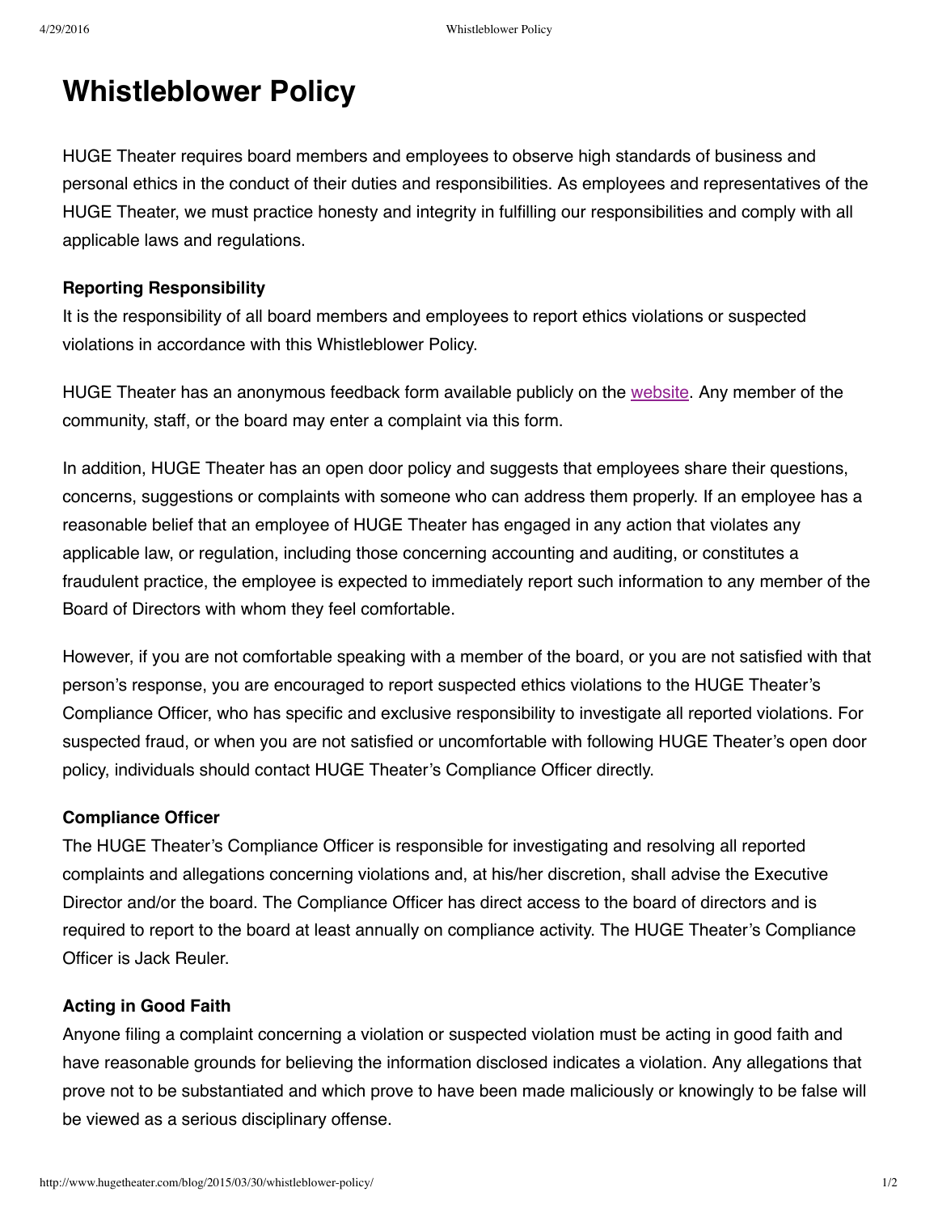# Whistleblower Policy

HUGE Theater requires board members and employees to observe high standards of business and personal ethics in the conduct of their duties and responsibilities. As employees and representatives of the HUGE Theater, we must practice honesty and integrity in fulfilling our responsibilities and comply with all applicable laws and regulations.

**Reporting Responsibility**

It is the responsibility of all board members and employees to report ethics violations or suspected violations in accordance with this Whistleblower Policy.

HUGE Theater has an anonymous feedback form available publicly on the website. Any member of the community, staff, or the board may enter a complaint via this form.

In addition, HUGE Theater has an open door policy and suggests that employees share their questions, concerns, suggestions or complaints with someone who can address them properly. If an employee has a reasonable belief that an employee of HUGE Theater has engaged in any action that violates any applicable law, or regulation, including those concerning accounting and auditing, or constitutes a fraudulent practice, the employee is expected to immediately report such information to any member of the Board of Directors with whom they feel comfortable.

However, if you are not comfortable speaking with a member of the board, or you are not satisfied with that person's response, you are encouraged to report suspected ethics violations to the HUGE Theater's Compliance Officer, who has specific and exclusive responsibility to investigate all reported violations. For suspected fraud, or when you are not satisfied or uncomfortable with following HUGE Theater's open door policy, individuals should contact HUGE Theater's Compliance Officer directly.

**Compliance Officer**

The HUGE Theater's Compliance Officer is responsible for investigating and resolving all reported complaints and allegations concerning violations and, at his/her discretion, shall advise the Executive Director and/or the board. The Compliance Officer has direct access to the board of directors and is required to report to the board at least annually on compliance activity. The HUGE Theater's Compliance Officer is Jack Reuler.

**Acting in Good Faith**

Anyone filing a complaint concerning a violation or suspected violation must be acting in good faith and have reasonable grounds for believing the information disclosed indicates a violation. Any allegations that prove not to be substantiated and which prove to have been made maliciously or knowingly to be false will be viewed as a serious disciplinary offense.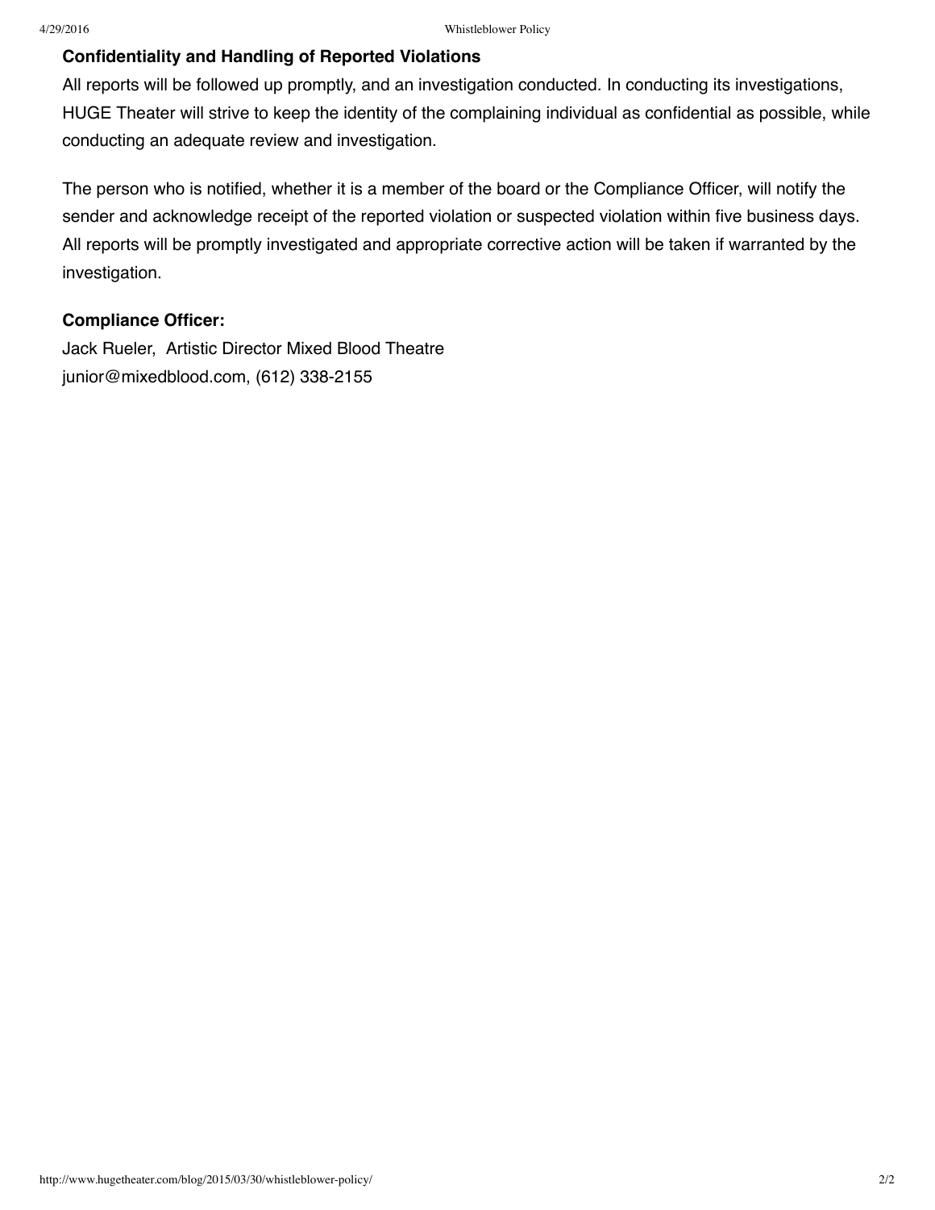**Confidentiality and Handling of Reported Violations**

All reports will be followed up promptly, and an investigation conducted. In conducting its investigations, HUGE Theater will strive to keep the identity of the complaining individual as confidential as possible, while conducting an adequate review and investigation.

The person who is notified, whether it is a member of the board or the Compliance Officer, will notify the sender and acknowledge receipt of the reported violation or suspected violation within five business days. All reports will be promptly investigated and appropriate corrective action will be taken if warranted by the investigation.

**Compliance Officer:**

Jack Rueler, Artistic Director Mixed Blood Theatre
junior@mixedblood.com, (612) 338-2155